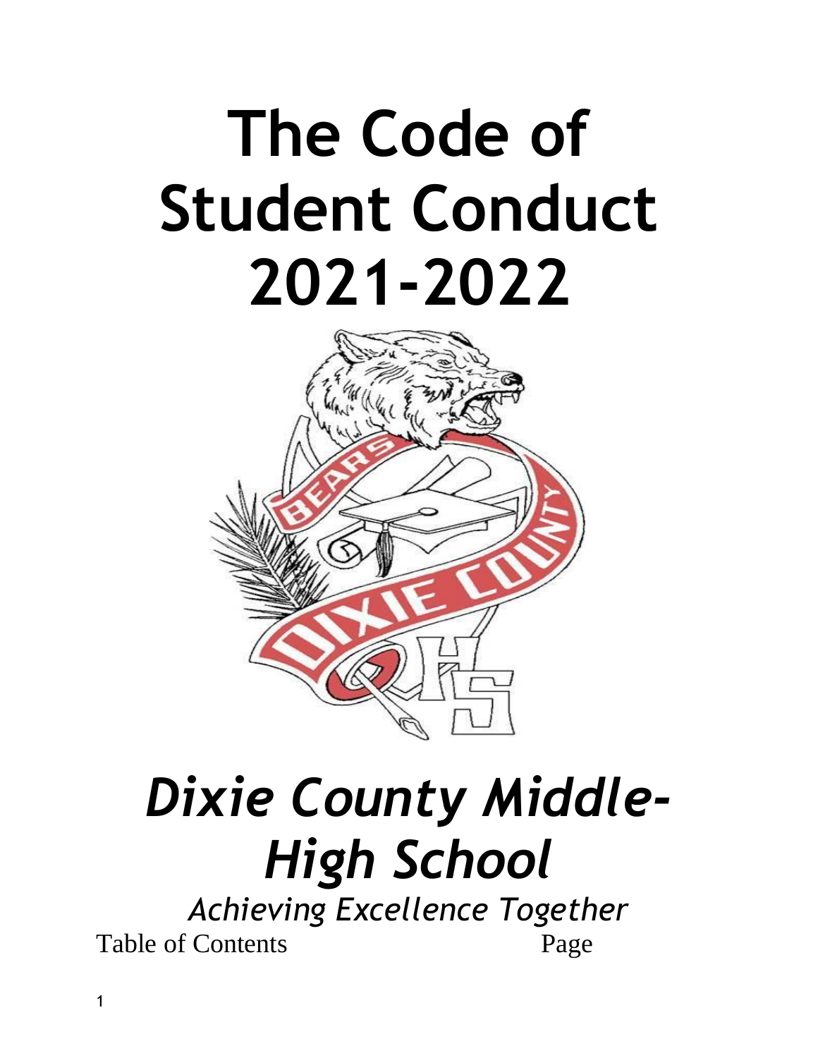# The Code of Student Conduct 2021-2022

# *Dixie County Middle-High School*

*Achieving Excellence Together*

Table of Contents Page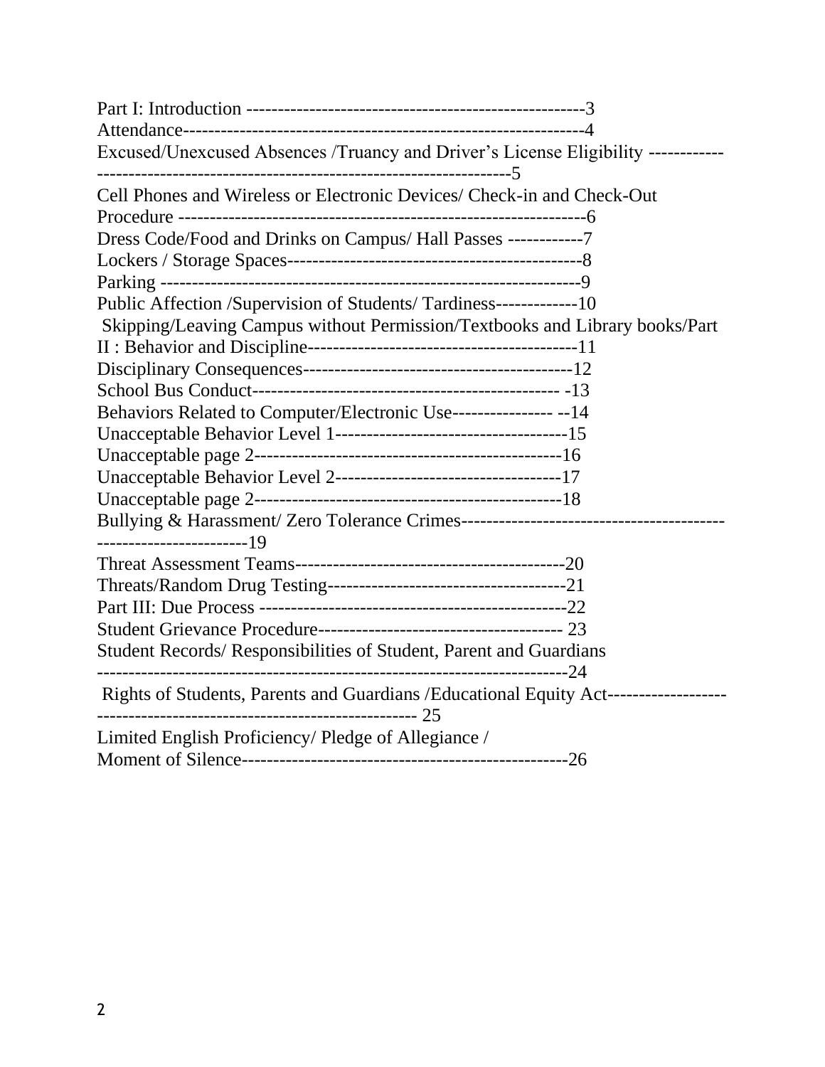Part I: Introduction ---------------------------------------------------3
Attendance--------------------------------------------------------------4
Excused/Unexcused Absences /Truancy and Driver's License Eligibility ------------
-----------------------------------------------------------------5
Cell Phones and Wireless or Electronic Devices/ Check-in and Check-Out
Procedure ----------------------------------------------------------------6
Dress Code/Food and Drinks on Campus/ Hall Passes ------------7
Lockers / Storage Spaces-----------------------------------------------8
Parking ------------------------------------------------------------------9
Public Affection /Supervision of Students/ Tardiness-------------10
Skipping/Leaving Campus without Permission/Textbooks and Library books/Part
II : Behavior and Discipline-------------------------------------------11
Disciplinary Consequences-------------------------------------------12
School Bus Conduct------------------------------------------------- -13
Behaviors Related to Computer/Electronic Use---------------- --14
Unacceptable Behavior Level 1-------------------------------------15
Unacceptable page 2-------------------------------------------------16
Unacceptable Behavior Level 2------------------------------------17
Unacceptable page 2-------------------------------------------------18
Bullying & Harassment/ Zero Tolerance Crimes------------------------------------------
------------------------19
Threat Assessment Teams-------------------------------------------20
Threats/Random Drug Testing--------------------------------------21
Part III: Due Process -------------------------------------------------22
Student Grievance Procedure--------------------------------------- 23
Student Records/ Responsibilities of Student, Parent and Guardians
------------------------------------------------------------------------24
Rights of Students, Parents and Guardians /Educational Equity Act-------------------
-------------------------------------------------- 25
Limited English Proficiency/ Pledge of Allegiance /
Moment of Silence----------------------------------------------------26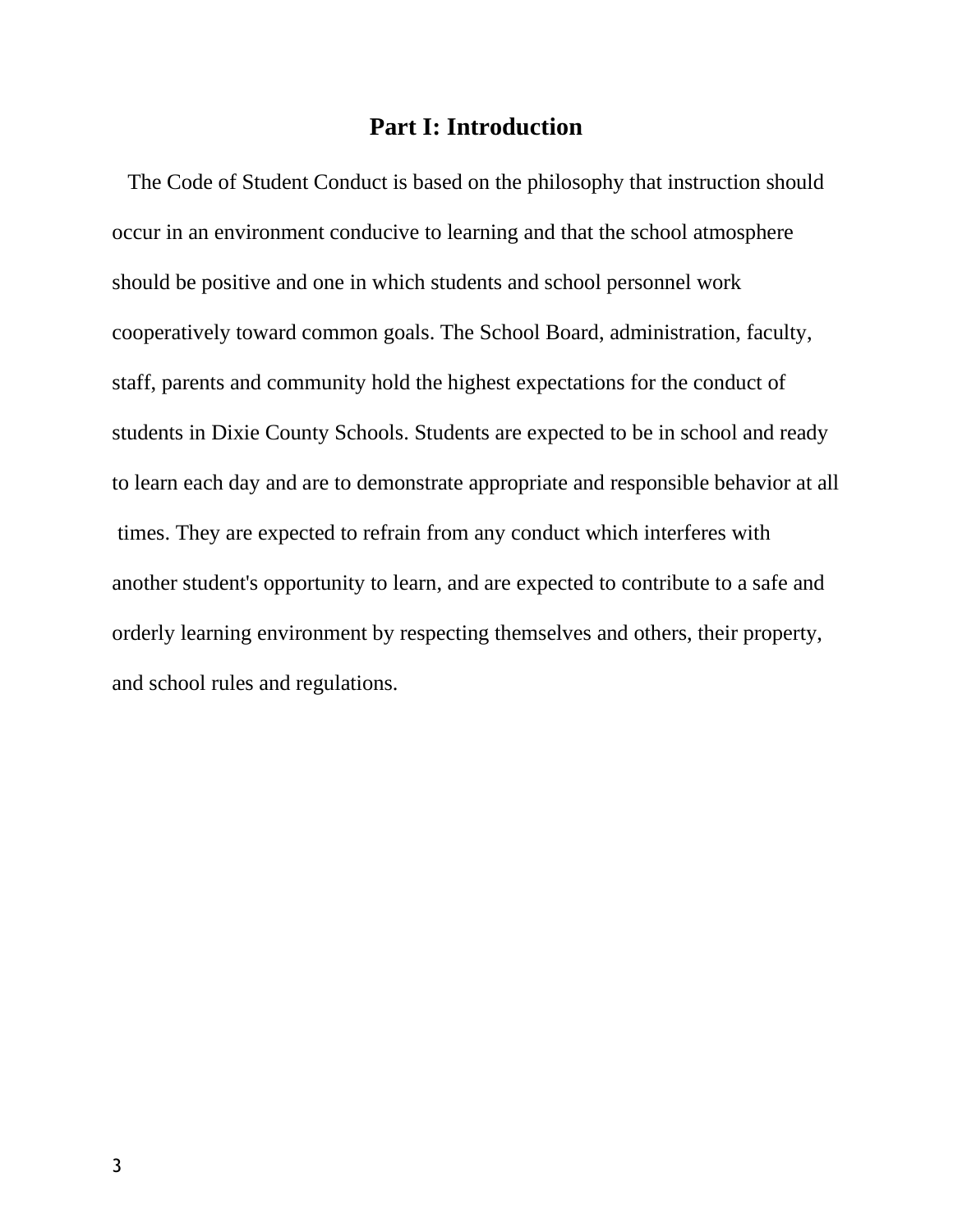# Part I: Introduction

The Code of Student Conduct is based on the philosophy that instruction should occur in an environment conducive to learning and that the school atmosphere should be positive and one in which students and school personnel work cooperatively toward common goals. The School Board, administration, faculty, staff, parents and community hold the highest expectations for the conduct of students in Dixie County Schools. Students are expected to be in school and ready to learn each day and are to demonstrate appropriate and responsible behavior at all times. They are expected to refrain from any conduct which interferes with another student's opportunity to learn, and are expected to contribute to a safe and orderly learning environment by respecting themselves and others, their property, and school rules and regulations.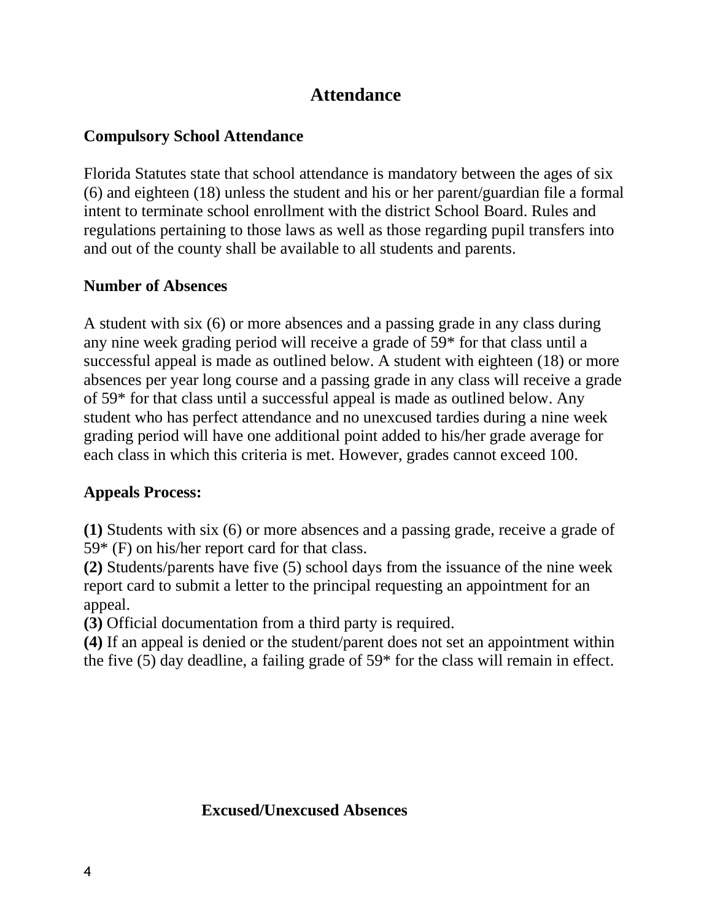# Attendance

## Compulsory School Attendance

Florida Statutes state that school attendance is mandatory between the ages of six (6) and eighteen (18) unless the student and his or her parent/guardian file a formal intent to terminate school enrollment with the district School Board. Rules and regulations pertaining to those laws as well as those regarding pupil transfers into and out of the county shall be available to all students and parents.

## Number of Absences

A student with six (6) or more absences and a passing grade in any class during any nine week grading period will receive a grade of 59* for that class until a successful appeal is made as outlined below. A student with eighteen (18) or more absences per year long course and a passing grade in any class will receive a grade of 59* for that class until a successful appeal is made as outlined below. Any student who has perfect attendance and no unexcused tardies during a nine week grading period will have one additional point added to his/her grade average for each class in which this criteria is met. However, grades cannot exceed 100.

## Appeals Process:

**(1)** Students with six (6) or more absences and a passing grade, receive a grade of 59* (F) on his/her report card for that class.
**(2)** Students/parents have five (5) school days from the issuance of the nine week report card to submit a letter to the principal requesting an appointment for an appeal.
**(3)** Official documentation from a third party is required.
**(4)** If an appeal is denied or the student/parent does not set an appointment within the five (5) day deadline, a failing grade of 59* for the class will remain in effect.

## Excused/Unexcused Absences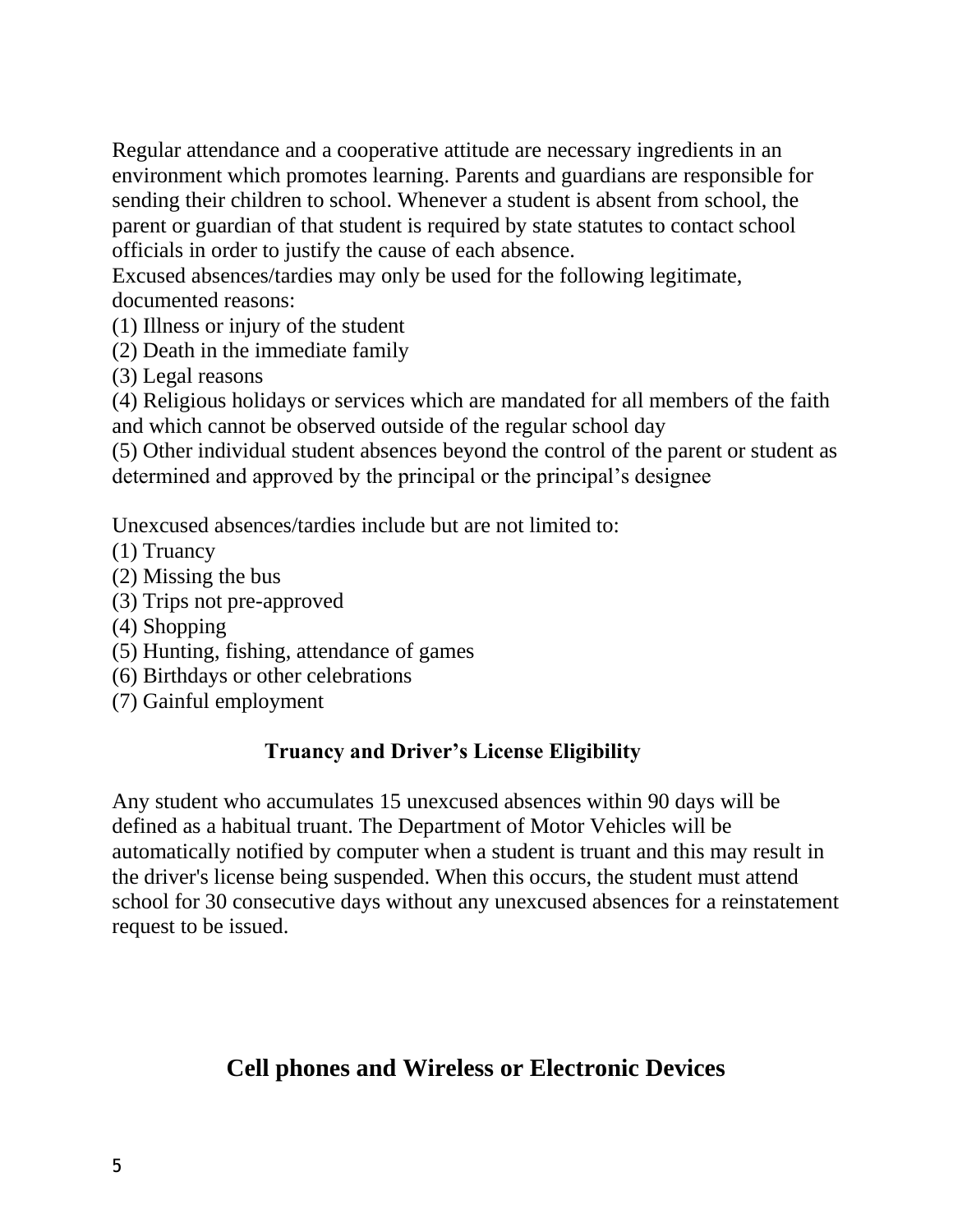Regular attendance and a cooperative attitude are necessary ingredients in an environment which promotes learning. Parents and guardians are responsible for sending their children to school. Whenever a student is absent from school, the parent or guardian of that student is required by state statutes to contact school officials in order to justify the cause of each absence.

Excused absences/tardies may only be used for the following legitimate, documented reasons:

(1) Illness or injury of the student
(2) Death in the immediate family
(3) Legal reasons
(4) Religious holidays or services which are mandated for all members of the faith and which cannot be observed outside of the regular school day
(5) Other individual student absences beyond the control of the parent or student as determined and approved by the principal or the principal's designee

Unexcused absences/tardies include but are not limited to:

(1) Truancy
(2) Missing the bus
(3) Trips not pre-approved
(4) Shopping
(5) Hunting, fishing, attendance of games
(6) Birthdays or other celebrations
(7) Gainful employment

### Truancy and Driver's License Eligibility

Any student who accumulates 15 unexcused absences within 90 days will be defined as a habitual truant. The Department of Motor Vehicles will be automatically notified by computer when a student is truant and this may result in the driver's license being suspended. When this occurs, the student must attend school for 30 consecutive days without any unexcused absences for a reinstatement request to be issued.

## Cell phones and Wireless or Electronic Devices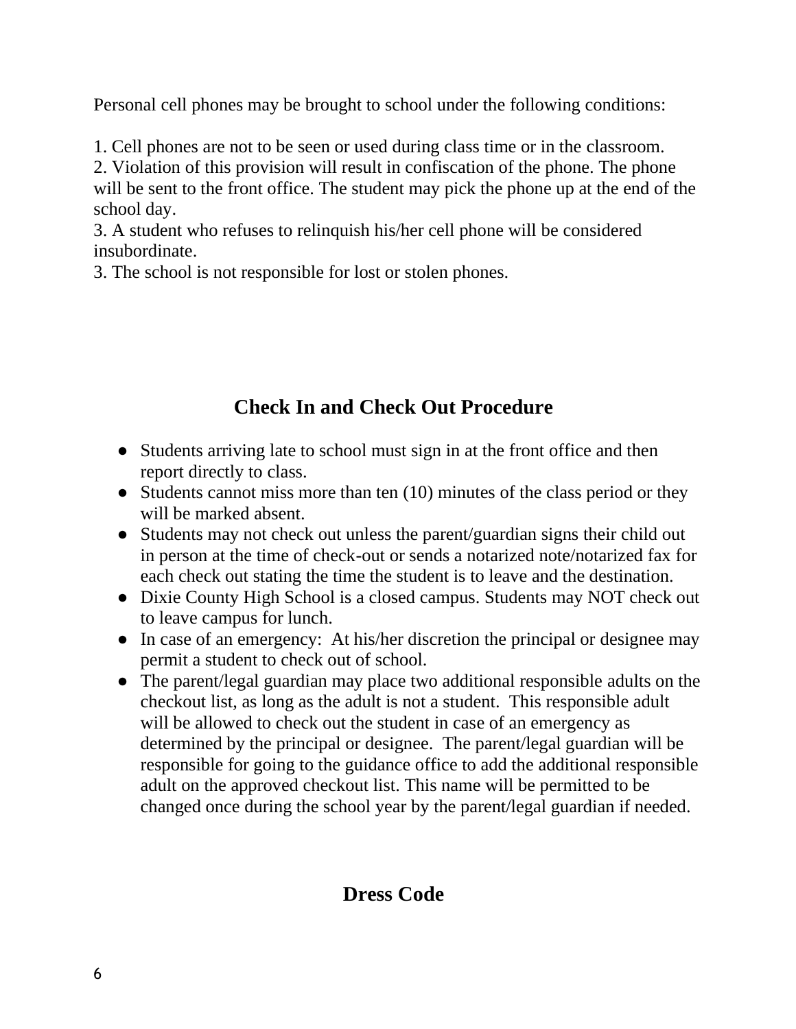Personal cell phones may be brought to school under the following conditions:

1. Cell phones are not to be seen or used during class time or in the classroom.
2. Violation of this provision will result in confiscation of the phone. The phone will be sent to the front office. The student may pick the phone up at the end of the school day.
3. A student who refuses to relinquish his/her cell phone will be considered insubordinate.
3. The school is not responsible for lost or stolen phones.

## Check In and Check Out Procedure

- Students arriving late to school must sign in at the front office and then report directly to class.
- Students cannot miss more than ten (10) minutes of the class period or they will be marked absent.
- Students may not check out unless the parent/guardian signs their child out in person at the time of check-out or sends a notarized note/notarized fax for each check out stating the time the student is to leave and the destination.
- Dixie County High School is a closed campus. Students may NOT check out to leave campus for lunch.
- In case of an emergency: At his/her discretion the principal or designee may permit a student to check out of school.
- The parent/legal guardian may place two additional responsible adults on the checkout list, as long as the adult is not a student. This responsible adult will be allowed to check out the student in case of an emergency as determined by the principal or designee. The parent/legal guardian will be responsible for going to the guidance office to add the additional responsible adult on the approved checkout list. This name will be permitted to be changed once during the school year by the parent/legal guardian if needed.

## Dress Code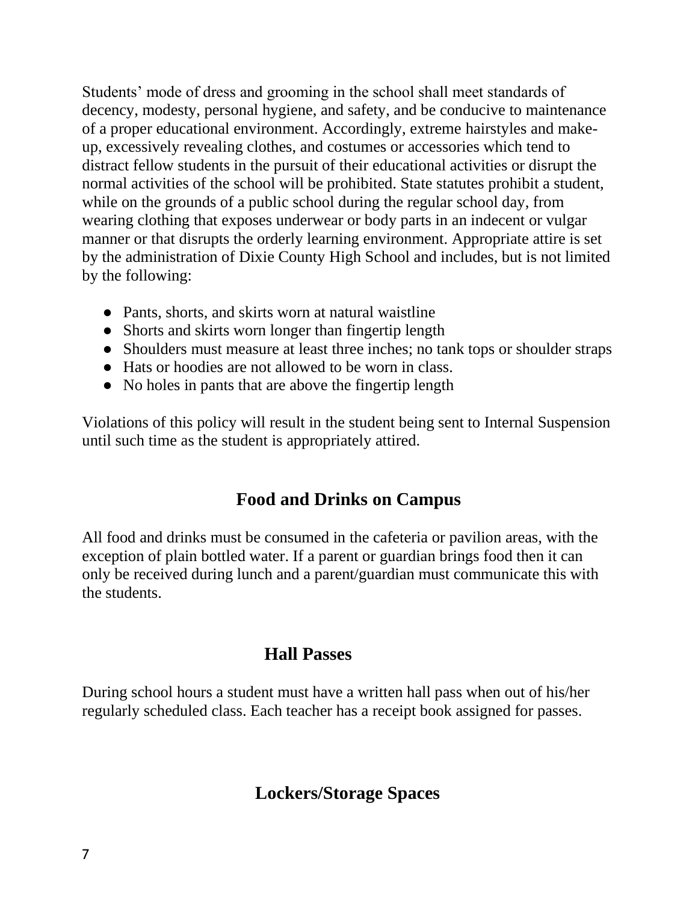Students' mode of dress and grooming in the school shall meet standards of decency, modesty, personal hygiene, and safety, and be conducive to maintenance of a proper educational environment. Accordingly, extreme hairstyles and make-up, excessively revealing clothes, and costumes or accessories which tend to distract fellow students in the pursuit of their educational activities or disrupt the normal activities of the school will be prohibited. State statutes prohibit a student, while on the grounds of a public school during the regular school day, from wearing clothing that exposes underwear or body parts in an indecent or vulgar manner or that disrupts the orderly learning environment. Appropriate attire is set by the administration of Dixie County High School and includes, but is not limited by the following:

- Pants, shorts, and skirts worn at natural waistline
- Shorts and skirts worn longer than fingertip length
- Shoulders must measure at least three inches; no tank tops or shoulder straps
- Hats or hoodies are not allowed to be worn in class.
- No holes in pants that are above the fingertip length

Violations of this policy will result in the student being sent to Internal Suspension until such time as the student is appropriately attired.

## Food and Drinks on Campus

All food and drinks must be consumed in the cafeteria or pavilion areas, with the exception of plain bottled water. If a parent or guardian brings food then it can only be received during lunch and a parent/guardian must communicate this with the students.

## Hall Passes

During school hours a student must have a written hall pass when out of his/her regularly scheduled class. Each teacher has a receipt book assigned for passes.

## Lockers/Storage Spaces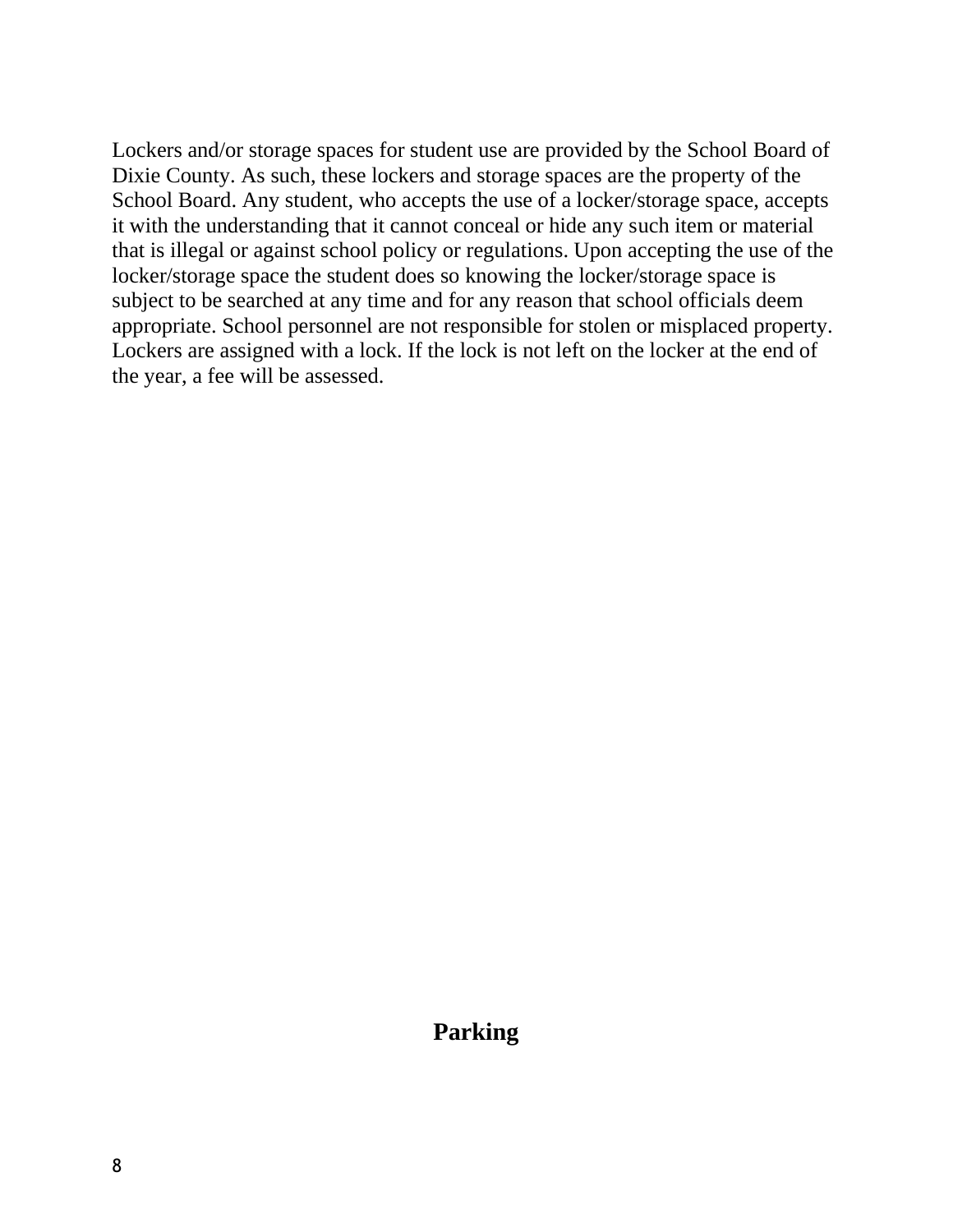Lockers and/or storage spaces for student use are provided by the School Board of Dixie County. As such, these lockers and storage spaces are the property of the School Board. Any student, who accepts the use of a locker/storage space, accepts it with the understanding that it cannot conceal or hide any such item or material that is illegal or against school policy or regulations. Upon accepting the use of the locker/storage space the student does so knowing the locker/storage space is subject to be searched at any time and for any reason that school officials deem appropriate. School personnel are not responsible for stolen or misplaced property. Lockers are assigned with a lock. If the lock is not left on the locker at the end of the year, a fee will be assessed.

## Parking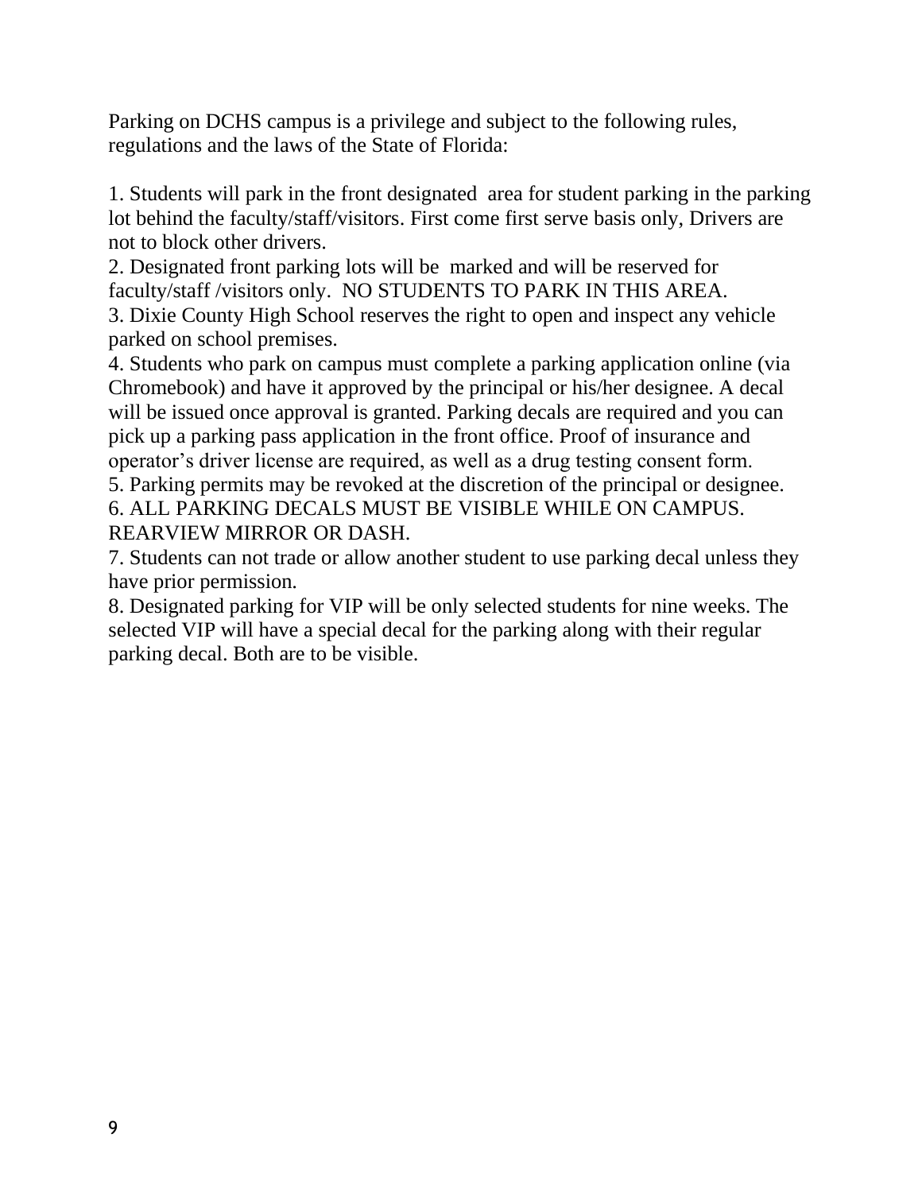Parking on DCHS campus is a privilege and subject to the following rules, regulations and the laws of the State of Florida:

1. Students will park in the front designated area for student parking in the parking lot behind the faculty/staff/visitors. First come first serve basis only, Drivers are not to block other drivers.
2. Designated front parking lots will be marked and will be reserved for faculty/staff /visitors only. NO STUDENTS TO PARK IN THIS AREA.
3. Dixie County High School reserves the right to open and inspect any vehicle parked on school premises.
4. Students who park on campus must complete a parking application online (via Chromebook) and have it approved by the principal or his/her designee. A decal will be issued once approval is granted. Parking decals are required and you can pick up a parking pass application in the front office. Proof of insurance and operator's driver license are required, as well as a drug testing consent form.
5. Parking permits may be revoked at the discretion of the principal or designee.
6. ALL PARKING DECALS MUST BE VISIBLE WHILE ON CAMPUS. REARVIEW MIRROR OR DASH.
7. Students can not trade or allow another student to use parking decal unless they have prior permission.
8. Designated parking for VIP will be only selected students for nine weeks. The selected VIP will have a special decal for the parking along with their regular parking decal. Both are to be visible.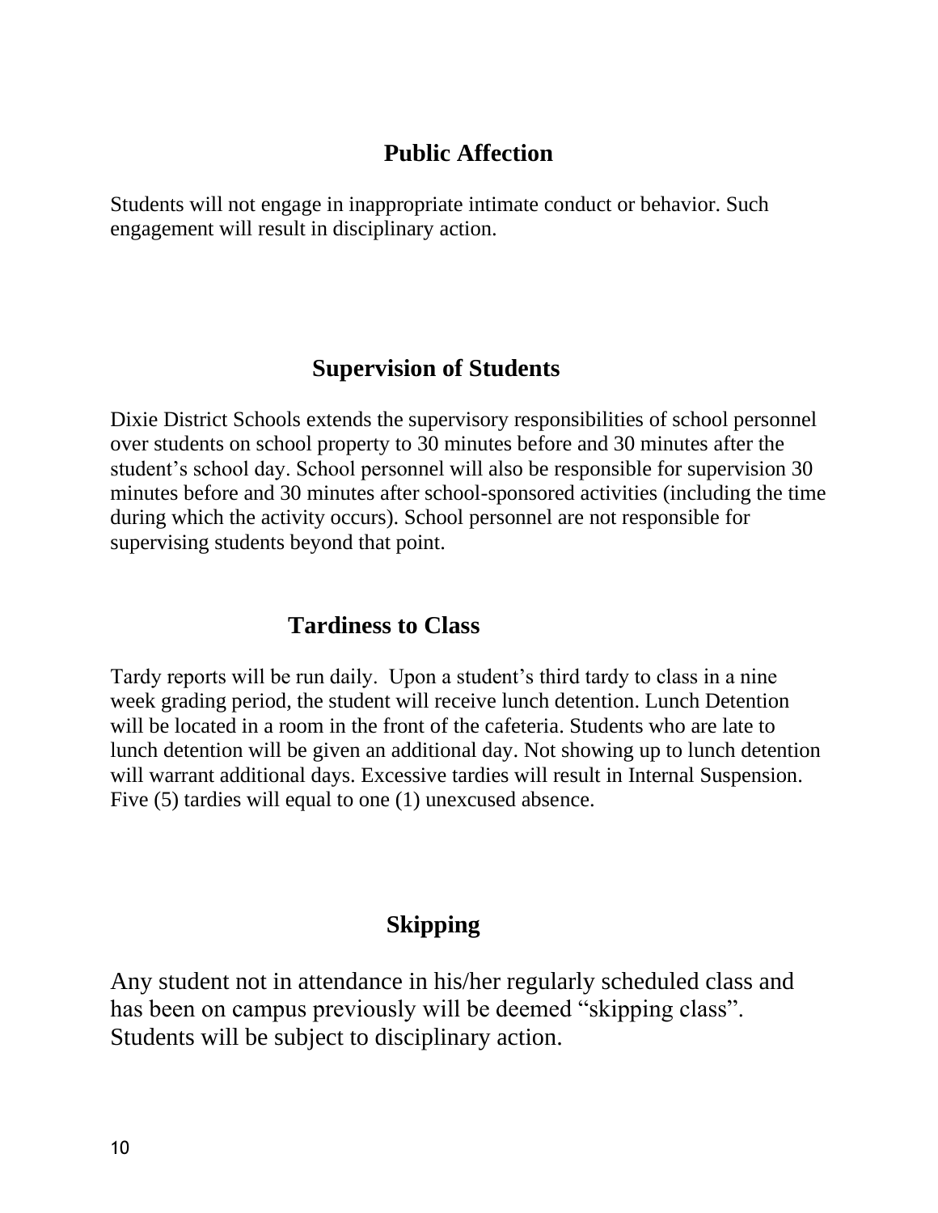## Public Affection

Students will not engage in inappropriate intimate conduct or behavior. Such engagement will result in disciplinary action.

## Supervision of Students

Dixie District Schools extends the supervisory responsibilities of school personnel over students on school property to 30 minutes before and 30 minutes after the student's school day. School personnel will also be responsible for supervision 30 minutes before and 30 minutes after school-sponsored activities (including the time during which the activity occurs). School personnel are not responsible for supervising students beyond that point.

## Tardiness to Class

Tardy reports will be run daily. Upon a student's third tardy to class in a nine week grading period, the student will receive lunch detention. Lunch Detention will be located in a room in the front of the cafeteria. Students who are late to lunch detention will be given an additional day. Not showing up to lunch detention will warrant additional days. Excessive tardies will result in Internal Suspension. Five (5) tardies will equal to one (1) unexcused absence.

## Skipping

Any student not in attendance in his/her regularly scheduled class and has been on campus previously will be deemed "skipping class". Students will be subject to disciplinary action.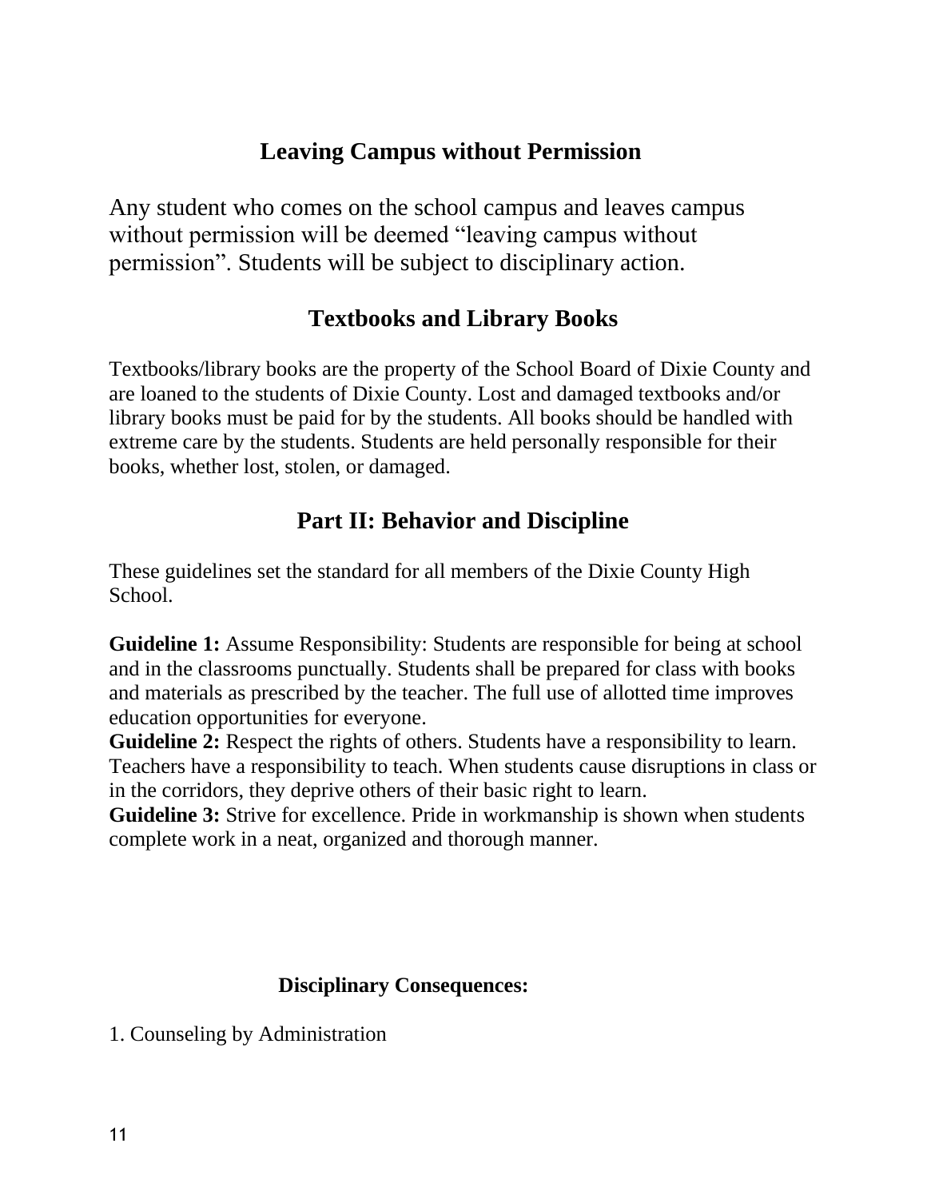## Leaving Campus without Permission

Any student who comes on the school campus and leaves campus without permission will be deemed “leaving campus without permission”. Students will be subject to disciplinary action.

## Textbooks and Library Books

Textbooks/library books are the property of the School Board of Dixie County and are loaned to the students of Dixie County. Lost and damaged textbooks and/or library books must be paid for by the students. All books should be handled with extreme care by the students. Students are held personally responsible for their books, whether lost, stolen, or damaged.

## Part II: Behavior and Discipline

These guidelines set the standard for all members of the Dixie County High School.

**Guideline 1:** Assume Responsibility: Students are responsible for being at school and in the classrooms punctually. Students shall be prepared for class with books and materials as prescribed by the teacher. The full use of allotted time improves education opportunities for everyone.
**Guideline 2:** Respect the rights of others. Students have a responsibility to learn. Teachers have a responsibility to teach. When students cause disruptions in class or in the corridors, they deprive others of their basic right to learn.
**Guideline 3:** Strive for excellence. Pride in workmanship is shown when students complete work in a neat, organized and thorough manner.

### Disciplinary Consequences:

1. Counseling by Administration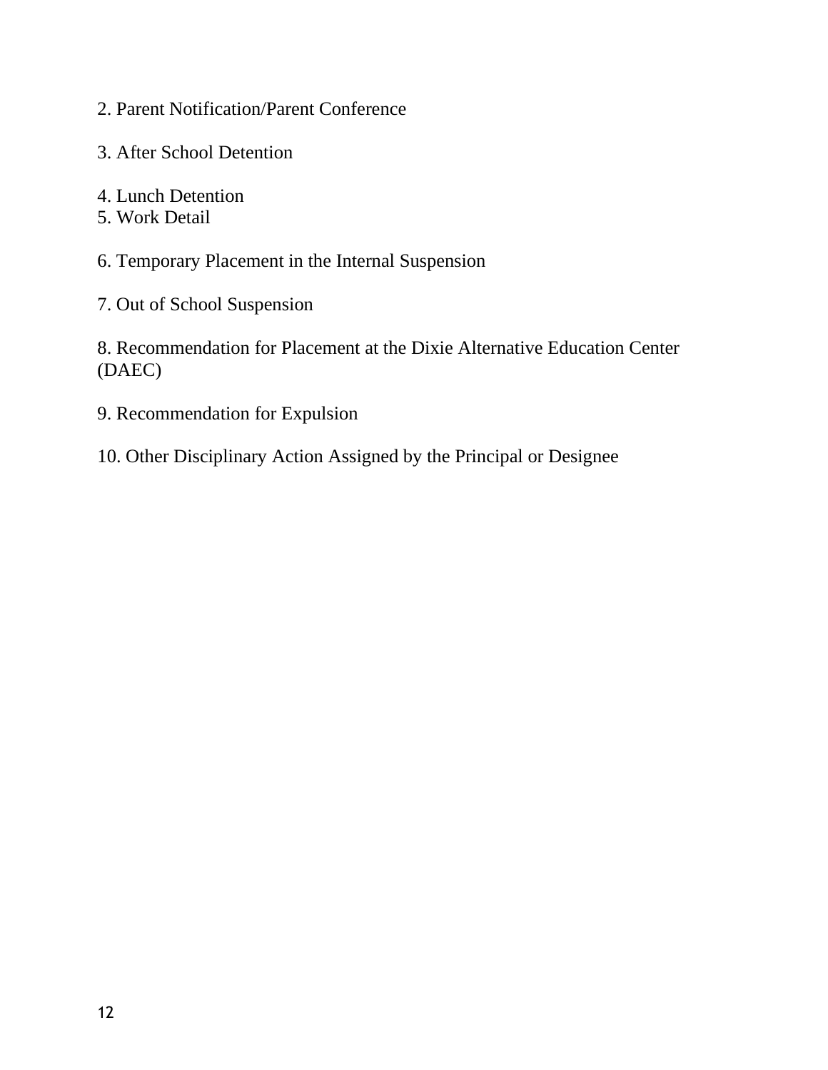2. Parent Notification/Parent Conference

3. After School Detention

4. Lunch Detention
5. Work Detail

6. Temporary Placement in the Internal Suspension

7. Out of School Suspension

8. Recommendation for Placement at the Dixie Alternative Education Center (DAEC)

9. Recommendation for Expulsion

10. Other Disciplinary Action Assigned by the Principal or Designee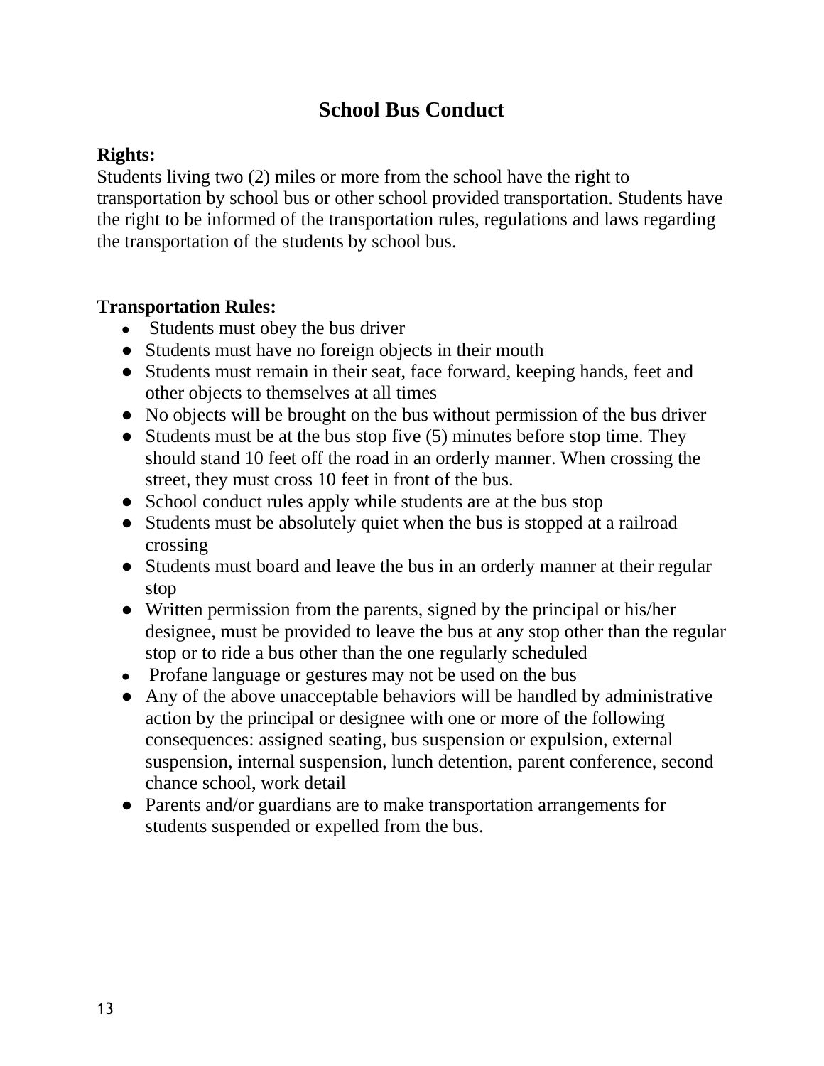# School Bus Conduct

**Rights:**

Students living two (2) miles or more from the school have the right to transportation by school bus or other school provided transportation. Students have the right to be informed of the transportation rules, regulations and laws regarding the transportation of the students by school bus.

**Transportation Rules:**

- Students must obey the bus driver
- Students must have no foreign objects in their mouth
- Students must remain in their seat, face forward, keeping hands, feet and other objects to themselves at all times
- No objects will be brought on the bus without permission of the bus driver
- Students must be at the bus stop five (5) minutes before stop time. They should stand 10 feet off the road in an orderly manner. When crossing the street, they must cross 10 feet in front of the bus.
- School conduct rules apply while students are at the bus stop
- Students must be absolutely quiet when the bus is stopped at a railroad crossing
- Students must board and leave the bus in an orderly manner at their regular stop
- Written permission from the parents, signed by the principal or his/her designee, must be provided to leave the bus at any stop other than the regular stop or to ride a bus other than the one regularly scheduled
- Profane language or gestures may not be used on the bus
- Any of the above unacceptable behaviors will be handled by administrative action by the principal or designee with one or more of the following consequences: assigned seating, bus suspension or expulsion, external suspension, internal suspension, lunch detention, parent conference, second chance school, work detail
- Parents and/or guardians are to make transportation arrangements for students suspended or expelled from the bus.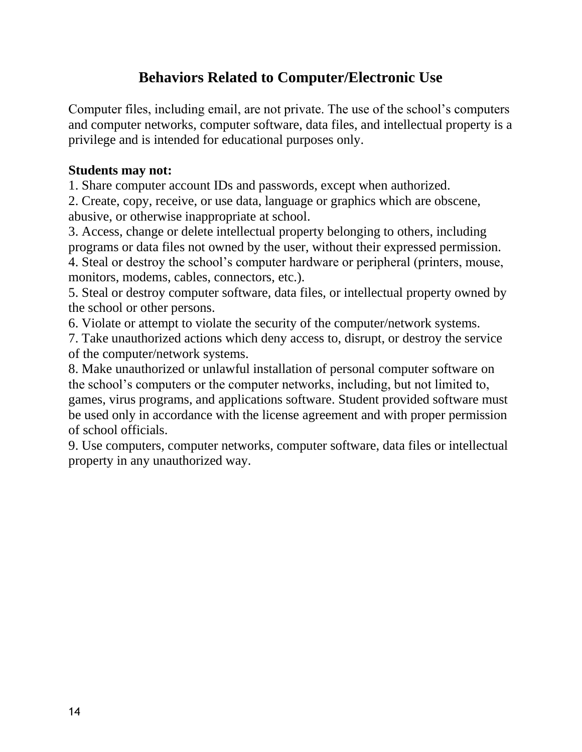## Behaviors Related to Computer/Electronic Use

Computer files, including email, are not private. The use of the school's computers and computer networks, computer software, data files, and intellectual property is a privilege and is intended for educational purposes only.

**Students may not:**

1. Share computer account IDs and passwords, except when authorized.
2. Create, copy, receive, or use data, language or graphics which are obscene, abusive, or otherwise inappropriate at school.
3. Access, change or delete intellectual property belonging to others, including programs or data files not owned by the user, without their expressed permission.
4. Steal or destroy the school's computer hardware or peripheral (printers, mouse, monitors, modems, cables, connectors, etc.).
5. Steal or destroy computer software, data files, or intellectual property owned by the school or other persons.
6. Violate or attempt to violate the security of the computer/network systems.
7. Take unauthorized actions which deny access to, disrupt, or destroy the service of the computer/network systems.
8. Make unauthorized or unlawful installation of personal computer software on the school's computers or the computer networks, including, but not limited to, games, virus programs, and applications software. Student provided software must be used only in accordance with the license agreement and with proper permission of school officials.
9. Use computers, computer networks, computer software, data files or intellectual property in any unauthorized way.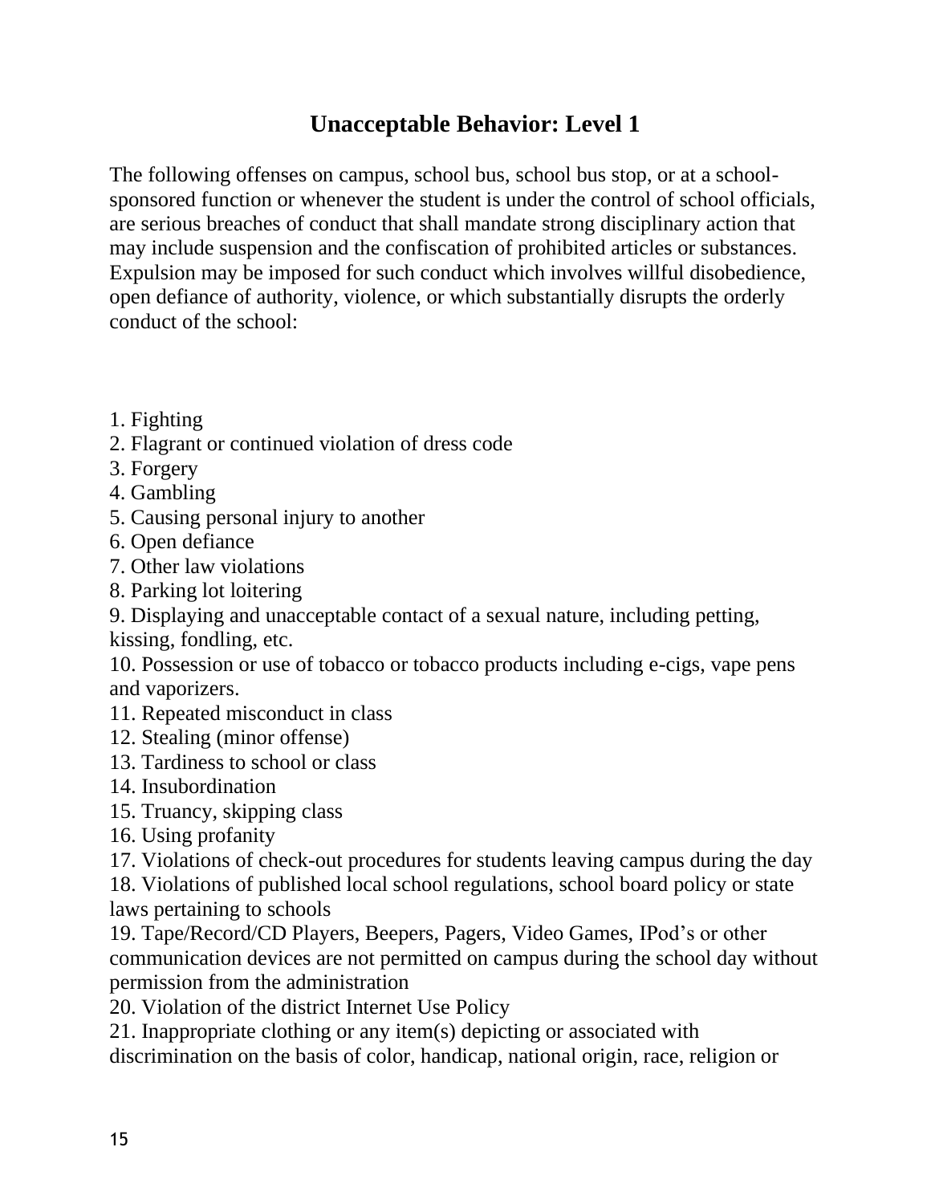## Unacceptable Behavior: Level 1

The following offenses on campus, school bus, school bus stop, or at a school-sponsored function or whenever the student is under the control of school officials, are serious breaches of conduct that shall mandate strong disciplinary action that may include suspension and the confiscation of prohibited articles or substances. Expulsion may be imposed for such conduct which involves willful disobedience, open defiance of authority, violence, or which substantially disrupts the orderly conduct of the school:

1. Fighting
2. Flagrant or continued violation of dress code
3. Forgery
4. Gambling
5. Causing personal injury to another
6. Open defiance
7. Other law violations
8. Parking lot loitering
9. Displaying and unacceptable contact of a sexual nature, including petting, kissing, fondling, etc.
10. Possession or use of tobacco or tobacco products including e-cigs, vape pens and vaporizers.
11. Repeated misconduct in class
12. Stealing (minor offense)
13. Tardiness to school or class
14. Insubordination
15. Truancy, skipping class
16. Using profanity
17. Violations of check-out procedures for students leaving campus during the day
18. Violations of published local school regulations, school board policy or state laws pertaining to schools
19. Tape/Record/CD Players, Beepers, Pagers, Video Games, IPod's or other communication devices are not permitted on campus during the school day without permission from the administration
20. Violation of the district Internet Use Policy
21. Inappropriate clothing or any item(s) depicting or associated with discrimination on the basis of color, handicap, national origin, race, religion or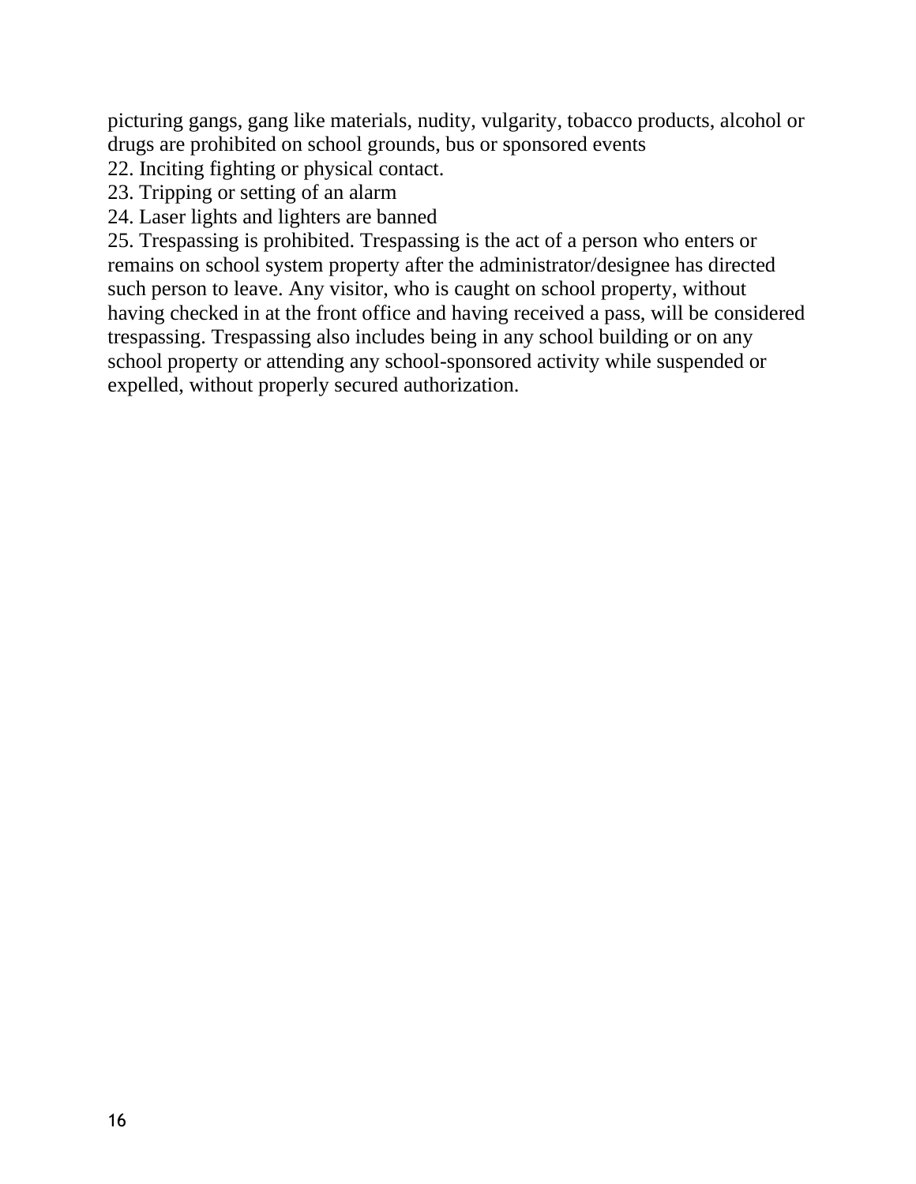picturing gangs, gang like materials, nudity, vulgarity, tobacco products, alcohol or drugs are prohibited on school grounds, bus or sponsored events

22. Inciting fighting or physical contact.
23. Tripping or setting of an alarm
24. Laser lights and lighters are banned
25. Trespassing is prohibited. Trespassing is the act of a person who enters or remains on school system property after the administrator/designee has directed such person to leave. Any visitor, who is caught on school property, without having checked in at the front office and having received a pass, will be considered trespassing. Trespassing also includes being in any school building or on any school property or attending any school-sponsored activity while suspended or expelled, without properly secured authorization.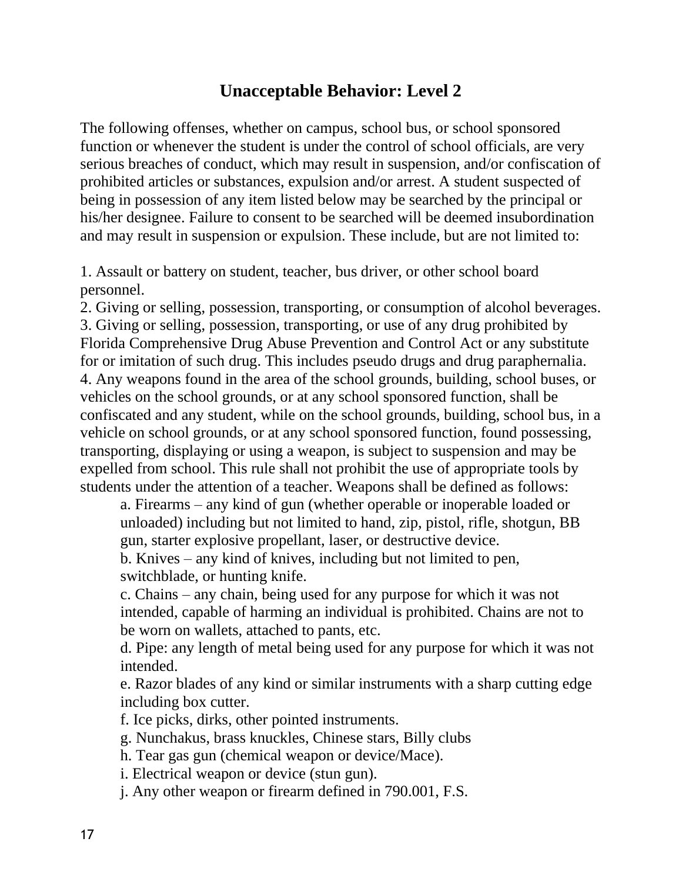## Unacceptable Behavior: Level 2

The following offenses, whether on campus, school bus, or school sponsored function or whenever the student is under the control of school officials, are very serious breaches of conduct, which may result in suspension, and/or confiscation of prohibited articles or substances, expulsion and/or arrest. A student suspected of being in possession of any item listed below may be searched by the principal or his/her designee. Failure to consent to be searched will be deemed insubordination and may result in suspension or expulsion. These include, but are not limited to:

1. Assault or battery on student, teacher, bus driver, or other school board personnel.
2. Giving or selling, possession, transporting, or consumption of alcohol beverages.
3. Giving or selling, possession, transporting, or use of any drug prohibited by Florida Comprehensive Drug Abuse Prevention and Control Act or any substitute for or imitation of such drug. This includes pseudo drugs and drug paraphernalia.
4. Any weapons found in the area of the school grounds, building, school buses, or vehicles on the school grounds, or at any school sponsored function, shall be confiscated and any student, while on the school grounds, building, school bus, in a vehicle on school grounds, or at any school sponsored function, found possessing, transporting, displaying or using a weapon, is subject to suspension and may be expelled from school. This rule shall not prohibit the use of appropriate tools by students under the attention of a teacher. Weapons shall be defined as follows:
    a. Firearms – any kind of gun (whether operable or inoperable loaded or unloaded) including but not limited to hand, zip, pistol, rifle, shotgun, BB gun, starter explosive propellant, laser, or destructive device.
    b. Knives – any kind of knives, including but not limited to pen, switchblade, or hunting knife.
    c. Chains – any chain, being used for any purpose for which it was not intended, capable of harming an individual is prohibited. Chains are not to be worn on wallets, attached to pants, etc.
    d. Pipe: any length of metal being used for any purpose for which it was not intended.
    e. Razor blades of any kind or similar instruments with a sharp cutting edge including box cutter.
    f. Ice picks, dirks, other pointed instruments.
    g. Nunchakus, brass knuckles, Chinese stars, Billy clubs
    h. Tear gas gun (chemical weapon or device/Mace).
    i. Electrical weapon or device (stun gun).
    j. Any other weapon or firearm defined in 790.001, F.S.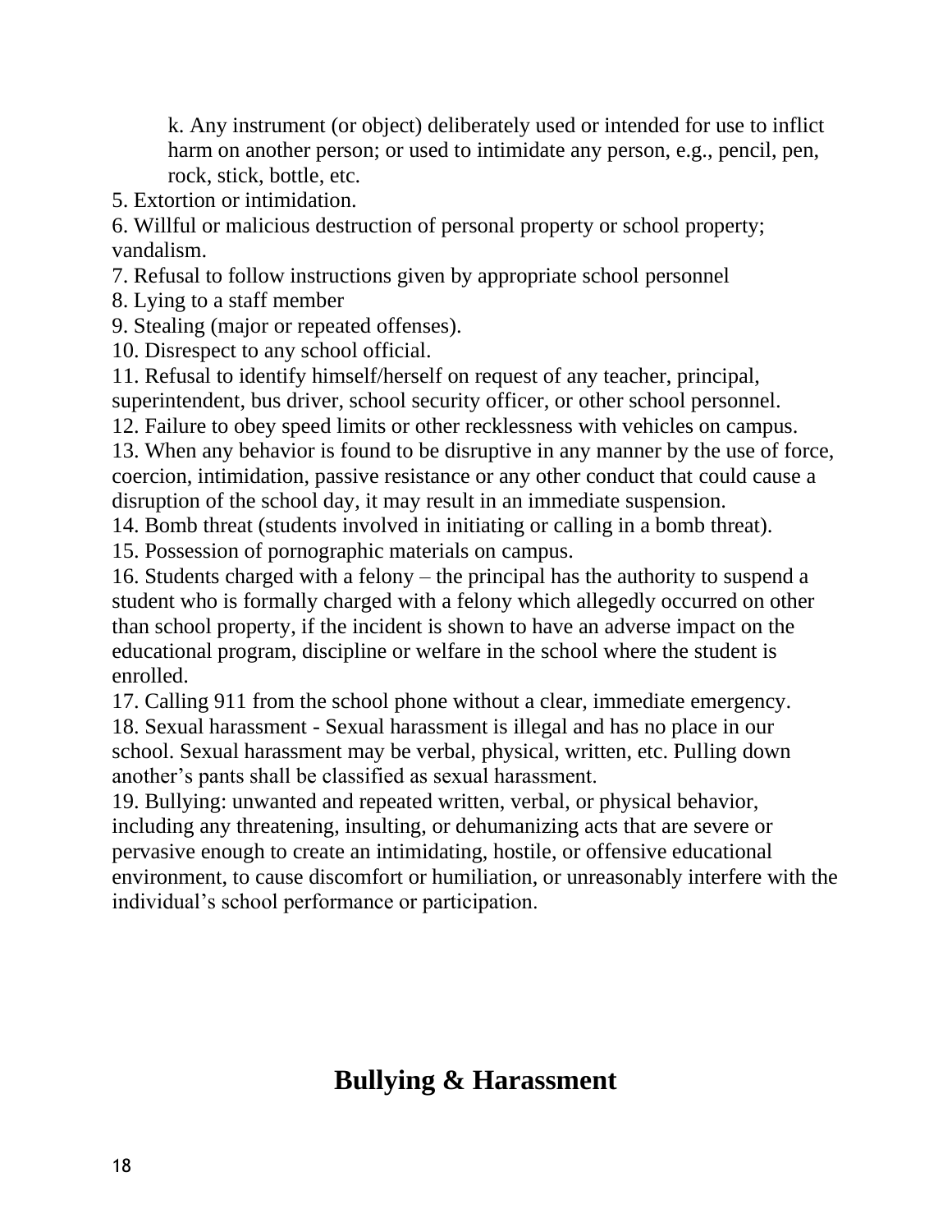k. Any instrument (or object) deliberately used or intended for use to inflict harm on another person; or used to intimidate any person, e.g., pencil, pen, rock, stick, bottle, etc.

5. Extortion or intimidation.
6. Willful or malicious destruction of personal property or school property; vandalism.
7. Refusal to follow instructions given by appropriate school personnel
8. Lying to a staff member
9. Stealing (major or repeated offenses).
10. Disrespect to any school official.
11. Refusal to identify himself/herself on request of any teacher, principal, superintendent, bus driver, school security officer, or other school personnel.
12. Failure to obey speed limits or other recklessness with vehicles on campus.
13. When any behavior is found to be disruptive in any manner by the use of force, coercion, intimidation, passive resistance or any other conduct that could cause a disruption of the school day, it may result in an immediate suspension.
14. Bomb threat (students involved in initiating or calling in a bomb threat).
15. Possession of pornographic materials on campus.
16. Students charged with a felony – the principal has the authority to suspend a student who is formally charged with a felony which allegedly occurred on other than school property, if the incident is shown to have an adverse impact on the educational program, discipline or welfare in the school where the student is enrolled.
17. Calling 911 from the school phone without a clear, immediate emergency.
18. Sexual harassment - Sexual harassment is illegal and has no place in our school. Sexual harassment may be verbal, physical, written, etc. Pulling down another's pants shall be classified as sexual harassment.
19. Bullying: unwanted and repeated written, verbal, or physical behavior, including any threatening, insulting, or dehumanizing acts that are severe or pervasive enough to create an intimidating, hostile, or offensive educational environment, to cause discomfort or humiliation, or unreasonably interfere with the individual's school performance or participation.

## Bullying & Harassment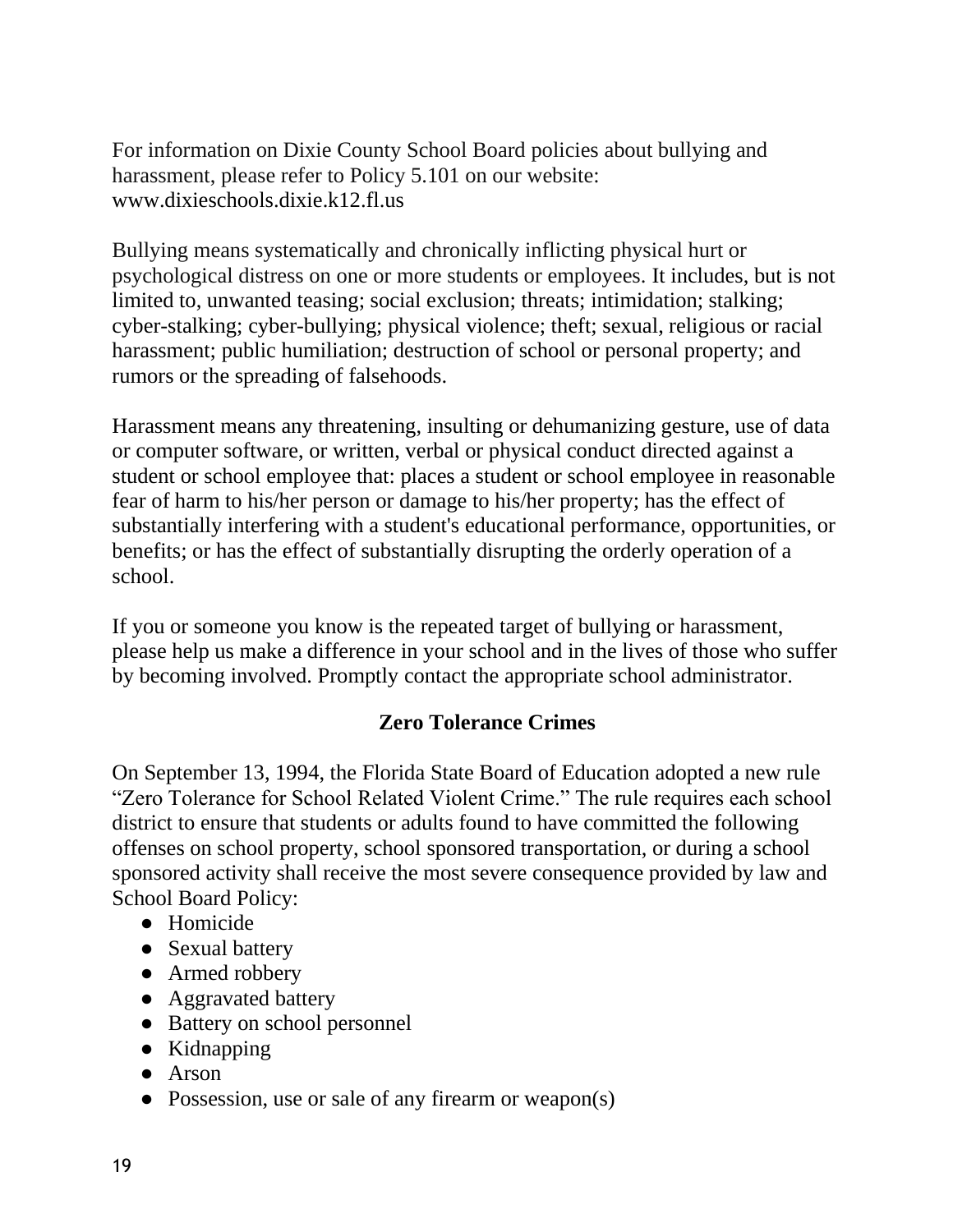For information on Dixie County School Board policies about bullying and harassment, please refer to Policy 5.101 on our website: www.dixieschools.dixie.k12.fl.us

Bullying means systematically and chronically inflicting physical hurt or psychological distress on one or more students or employees. It includes, but is not limited to, unwanted teasing; social exclusion; threats; intimidation; stalking; cyber-stalking; cyber-bullying; physical violence; theft; sexual, religious or racial harassment; public humiliation; destruction of school or personal property; and rumors or the spreading of falsehoods.

Harassment means any threatening, insulting or dehumanizing gesture, use of data or computer software, or written, verbal or physical conduct directed against a student or school employee that: places a student or school employee in reasonable fear of harm to his/her person or damage to his/her property; has the effect of substantially interfering with a student's educational performance, opportunities, or benefits; or has the effect of substantially disrupting the orderly operation of a school.

If you or someone you know is the repeated target of bullying or harassment, please help us make a difference in your school and in the lives of those who suffer by becoming involved. Promptly contact the appropriate school administrator.

## Zero Tolerance Crimes

On September 13, 1994, the Florida State Board of Education adopted a new rule "Zero Tolerance for School Related Violent Crime." The rule requires each school district to ensure that students or adults found to have committed the following offenses on school property, school sponsored transportation, or during a school sponsored activity shall receive the most severe consequence provided by law and School Board Policy:

- Homicide
- Sexual battery
- Armed robbery
- Aggravated battery
- Battery on school personnel
- Kidnapping
- Arson
- Possession, use or sale of any firearm or weapon(s)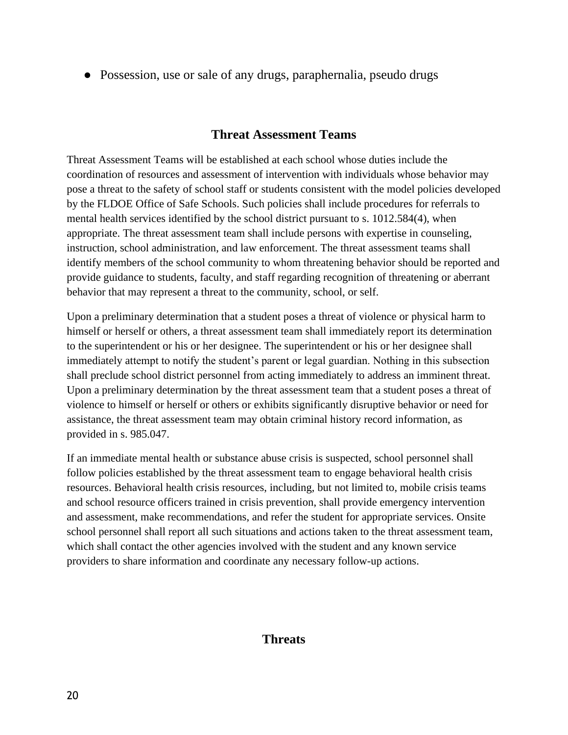- Possession, use or sale of any drugs, paraphernalia, pseudo drugs

## Threat Assessment Teams

Threat Assessment Teams will be established at each school whose duties include the coordination of resources and assessment of intervention with individuals whose behavior may pose a threat to the safety of school staff or students consistent with the model policies developed by the FLDOE Office of Safe Schools. Such policies shall include procedures for referrals to mental health services identified by the school district pursuant to s. 1012.584(4), when appropriate. The threat assessment team shall include persons with expertise in counseling, instruction, school administration, and law enforcement. The threat assessment teams shall identify members of the school community to whom threatening behavior should be reported and provide guidance to students, faculty, and staff regarding recognition of threatening or aberrant behavior that may represent a threat to the community, school, or self.

Upon a preliminary determination that a student poses a threat of violence or physical harm to himself or herself or others, a threat assessment team shall immediately report its determination to the superintendent or his or her designee. The superintendent or his or her designee shall immediately attempt to notify the student's parent or legal guardian. Nothing in this subsection shall preclude school district personnel from acting immediately to address an imminent threat. Upon a preliminary determination by the threat assessment team that a student poses a threat of violence to himself or herself or others or exhibits significantly disruptive behavior or need for assistance, the threat assessment team may obtain criminal history record information, as provided in s. 985.047.

If an immediate mental health or substance abuse crisis is suspected, school personnel shall follow policies established by the threat assessment team to engage behavioral health crisis resources. Behavioral health crisis resources, including, but not limited to, mobile crisis teams and school resource officers trained in crisis prevention, shall provide emergency intervention and assessment, make recommendations, and refer the student for appropriate services. Onsite school personnel shall report all such situations and actions taken to the threat assessment team, which shall contact the other agencies involved with the student and any known service providers to share information and coordinate any necessary follow-up actions.

## Threats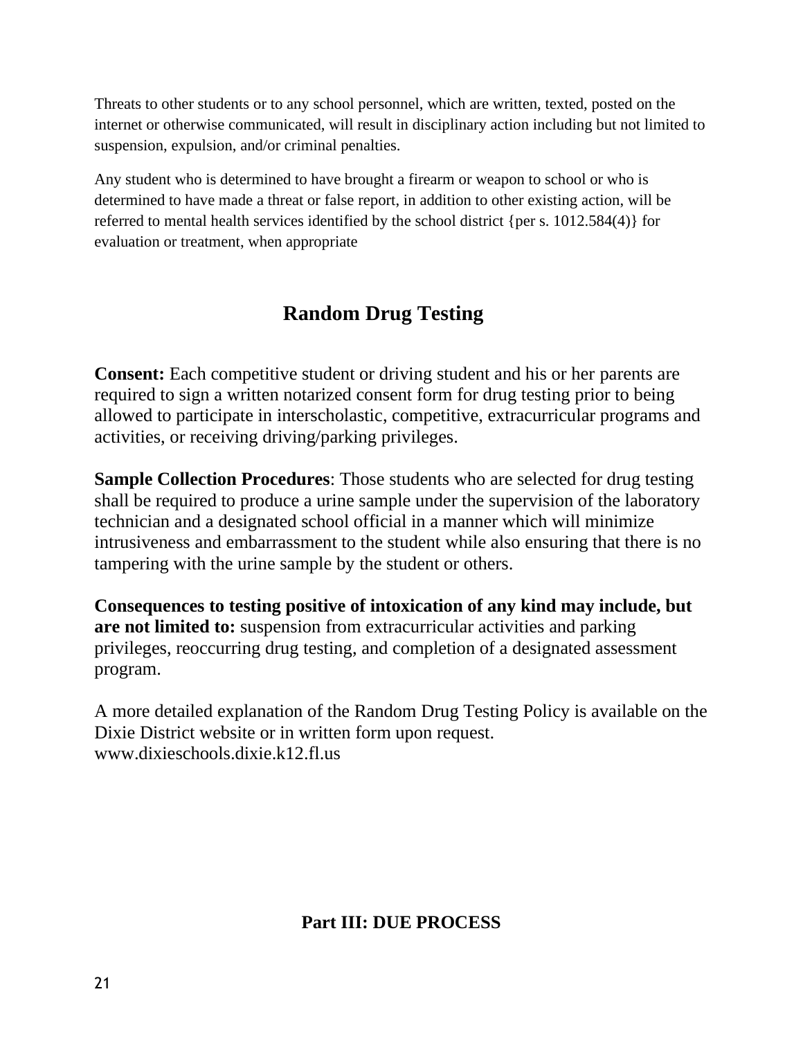Threats to other students or to any school personnel, which are written, texted, posted on the internet or otherwise communicated, will result in disciplinary action including but not limited to suspension, expulsion, and/or criminal penalties.

Any student who is determined to have brought a firearm or weapon to school or who is determined to have made a threat or false report, in addition to other existing action, will be referred to mental health services identified by the school district {per s. 1012.584(4)} for evaluation or treatment, when appropriate

## Random Drug Testing

**Consent:** Each competitive student or driving student and his or her parents are required to sign a written notarized consent form for drug testing prior to being allowed to participate in interscholastic, competitive, extracurricular programs and activities, or receiving driving/parking privileges.

**Sample Collection Procedures**: Those students who are selected for drug testing shall be required to produce a urine sample under the supervision of the laboratory technician and a designated school official in a manner which will minimize intrusiveness and embarrassment to the student while also ensuring that there is no tampering with the urine sample by the student or others.

**Consequences to testing positive of intoxication of any kind may include, but are not limited to:** suspension from extracurricular activities and parking privileges, reoccurring drug testing, and completion of a designated assessment program.

A more detailed explanation of the Random Drug Testing Policy is available on the Dixie District website or in written form upon request. www.dixieschools.dixie.k12.fl.us

## Part III: DUE PROCESS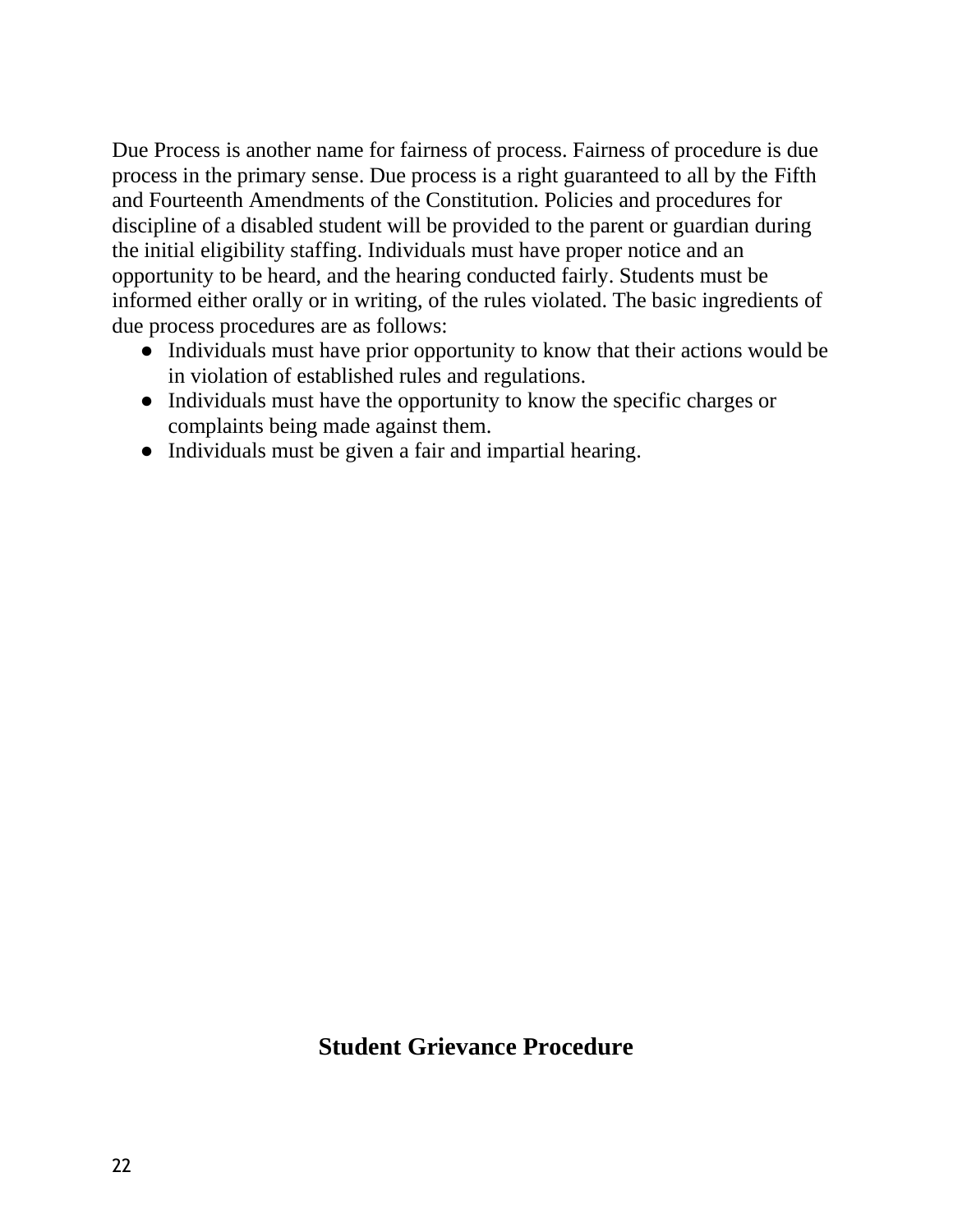Due Process is another name for fairness of process. Fairness of procedure is due process in the primary sense. Due process is a right guaranteed to all by the Fifth and Fourteenth Amendments of the Constitution. Policies and procedures for discipline of a disabled student will be provided to the parent or guardian during the initial eligibility staffing. Individuals must have proper notice and an opportunity to be heard, and the hearing conducted fairly. Students must be informed either orally or in writing, of the rules violated. The basic ingredients of due process procedures are as follows:

- Individuals must have prior opportunity to know that their actions would be in violation of established rules and regulations.
- Individuals must have the opportunity to know the specific charges or complaints being made against them.
- Individuals must be given a fair and impartial hearing.

## Student Grievance Procedure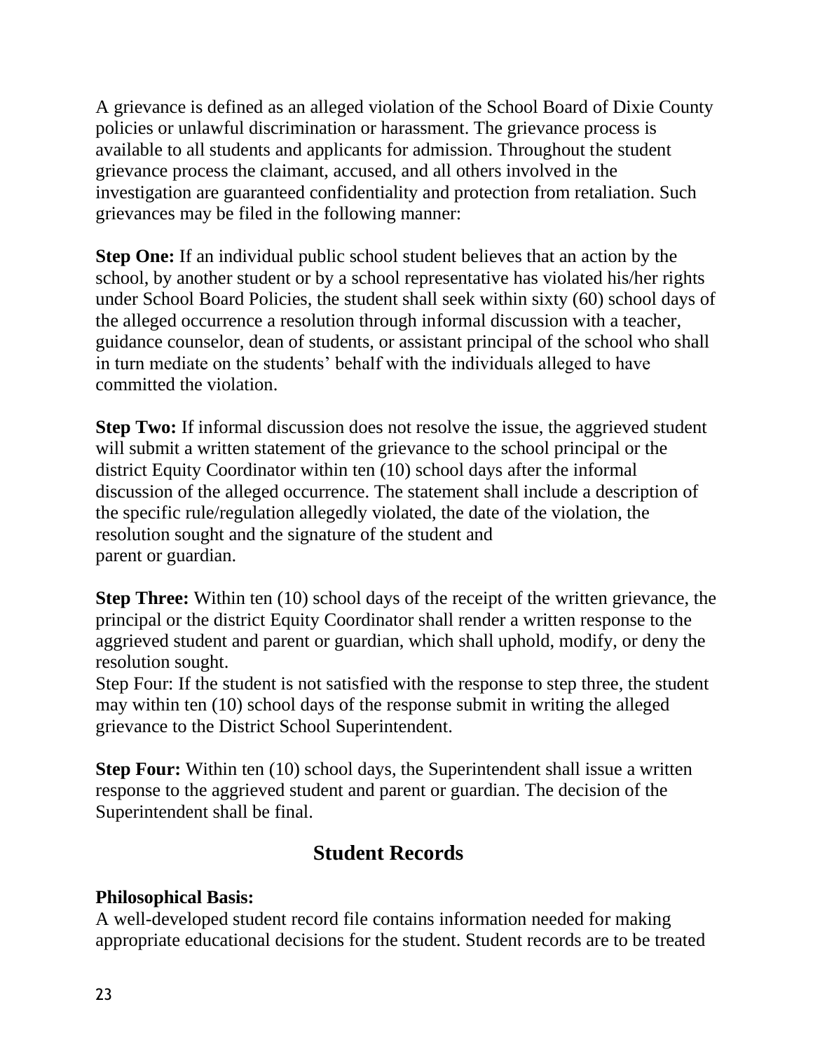A grievance is defined as an alleged violation of the School Board of Dixie County policies or unlawful discrimination or harassment. The grievance process is available to all students and applicants for admission. Throughout the student grievance process the claimant, accused, and all others involved in the investigation are guaranteed confidentiality and protection from retaliation. Such grievances may be filed in the following manner:

**Step One:** If an individual public school student believes that an action by the school, by another student or by a school representative has violated his/her rights under School Board Policies, the student shall seek within sixty (60) school days of the alleged occurrence a resolution through informal discussion with a teacher, guidance counselor, dean of students, or assistant principal of the school who shall in turn mediate on the students' behalf with the individuals alleged to have committed the violation.

**Step Two:** If informal discussion does not resolve the issue, the aggrieved student will submit a written statement of the grievance to the school principal or the district Equity Coordinator within ten (10) school days after the informal discussion of the alleged occurrence. The statement shall include a description of the specific rule/regulation allegedly violated, the date of the violation, the resolution sought and the signature of the student and parent or guardian.

**Step Three:** Within ten (10) school days of the receipt of the written grievance, the principal or the district Equity Coordinator shall render a written response to the aggrieved student and parent or guardian, which shall uphold, modify, or deny the resolution sought.
Step Four: If the student is not satisfied with the response to step three, the student may within ten (10) school days of the response submit in writing the alleged grievance to the District School Superintendent.

**Step Four:** Within ten (10) school days, the Superintendent shall issue a written response to the aggrieved student and parent or guardian. The decision of the Superintendent shall be final.

## Student Records

**Philosophical Basis:**
A well-developed student record file contains information needed for making appropriate educational decisions for the student. Student records are to be treated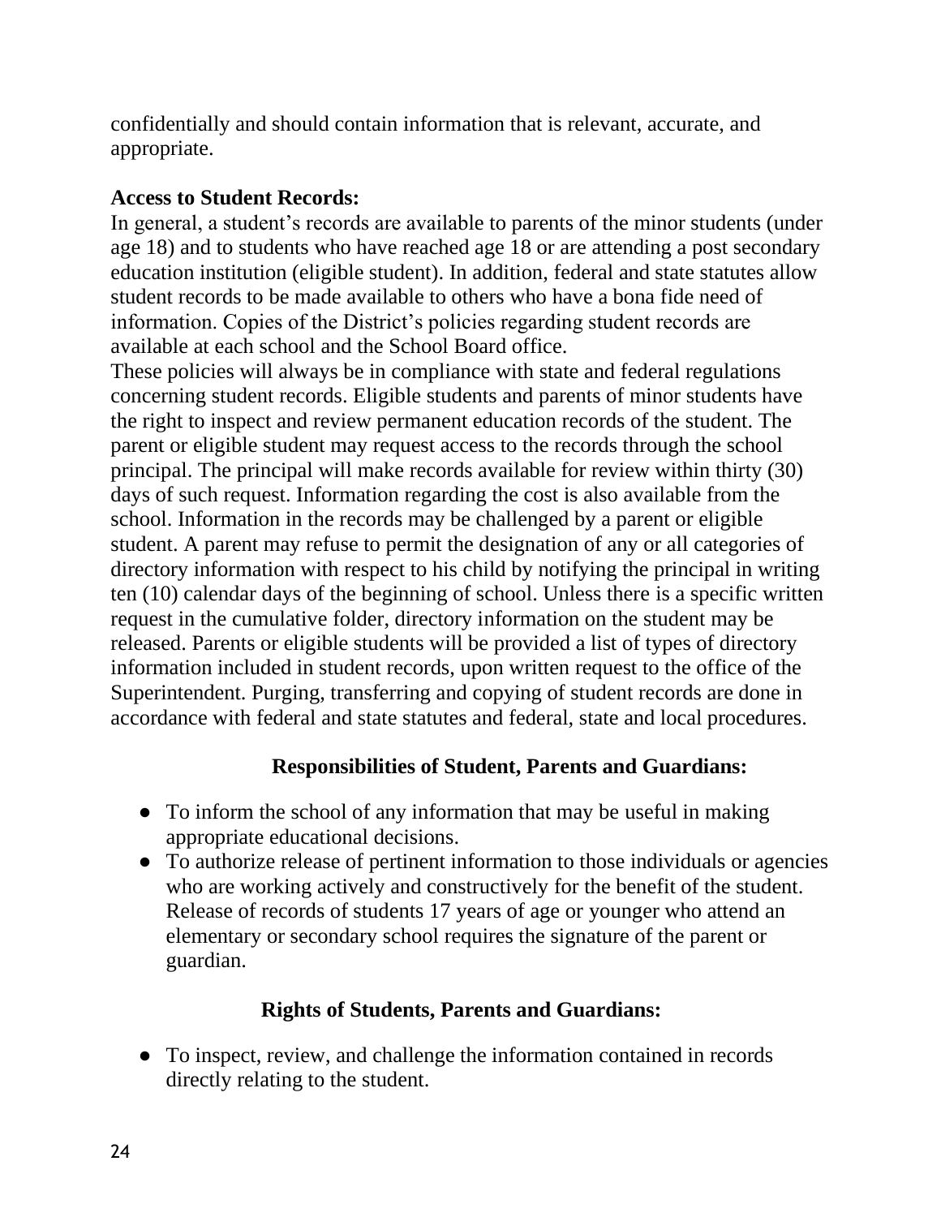confidentially and should contain information that is relevant, accurate, and appropriate.

**Access to Student Records:**

In general, a student's records are available to parents of the minor students (under age 18) and to students who have reached age 18 or are attending a post secondary education institution (eligible student). In addition, federal and state statutes allow student records to be made available to others who have a bona fide need of information. Copies of the District's policies regarding student records are available at each school and the School Board office.

These policies will always be in compliance with state and federal regulations concerning student records. Eligible students and parents of minor students have the right to inspect and review permanent education records of the student. The parent or eligible student may request access to the records through the school principal. The principal will make records available for review within thirty (30) days of such request. Information regarding the cost is also available from the school. Information in the records may be challenged by a parent or eligible student. A parent may refuse to permit the designation of any or all categories of directory information with respect to his child by notifying the principal in writing ten (10) calendar days of the beginning of school. Unless there is a specific written request in the cumulative folder, directory information on the student may be released. Parents or eligible students will be provided a list of types of directory information included in student records, upon written request to the office of the Superintendent. Purging, transferring and copying of student records are done in accordance with federal and state statutes and federal, state and local procedures.

**Responsibilities of Student, Parents and Guardians:**

- To inform the school of any information that may be useful in making appropriate educational decisions.
- To authorize release of pertinent information to those individuals or agencies who are working actively and constructively for the benefit of the student. Release of records of students 17 years of age or younger who attend an elementary or secondary school requires the signature of the parent or guardian.

**Rights of Students, Parents and Guardians:**

- To inspect, review, and challenge the information contained in records directly relating to the student.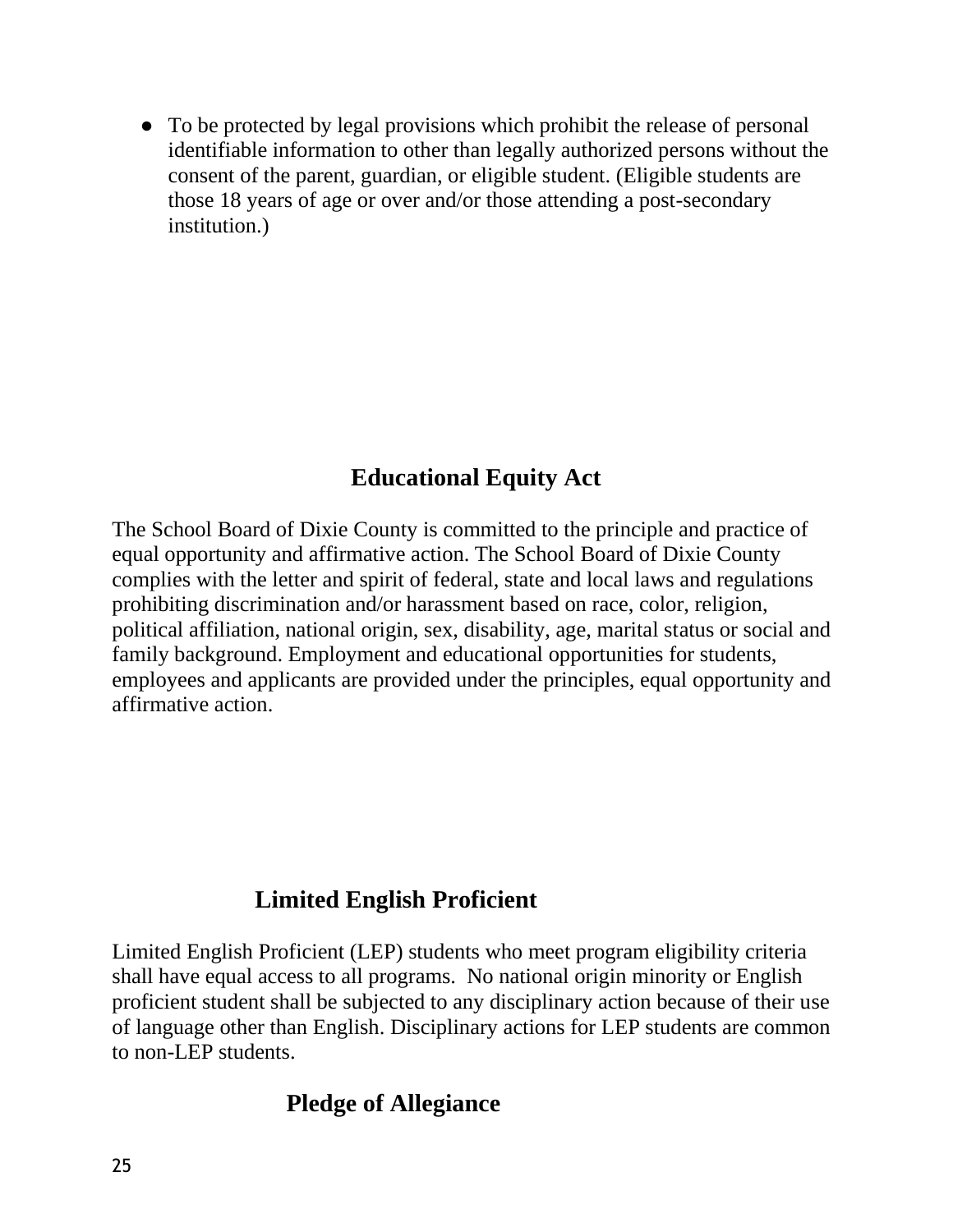- To be protected by legal provisions which prohibit the release of personal identifiable information to other than legally authorized persons without the consent of the parent, guardian, or eligible student. (Eligible students are those 18 years of age or over and/or those attending a post-secondary institution.)

## Educational Equity Act

The School Board of Dixie County is committed to the principle and practice of equal opportunity and affirmative action. The School Board of Dixie County complies with the letter and spirit of federal, state and local laws and regulations prohibiting discrimination and/or harassment based on race, color, religion, political affiliation, national origin, sex, disability, age, marital status or social and family background. Employment and educational opportunities for students, employees and applicants are provided under the principles, equal opportunity and affirmative action.

## Limited English Proficient

Limited English Proficient (LEP) students who meet program eligibility criteria shall have equal access to all programs. No national origin minority or English proficient student shall be subjected to any disciplinary action because of their use of language other than English. Disciplinary actions for LEP students are common to non-LEP students.

## Pledge of Allegiance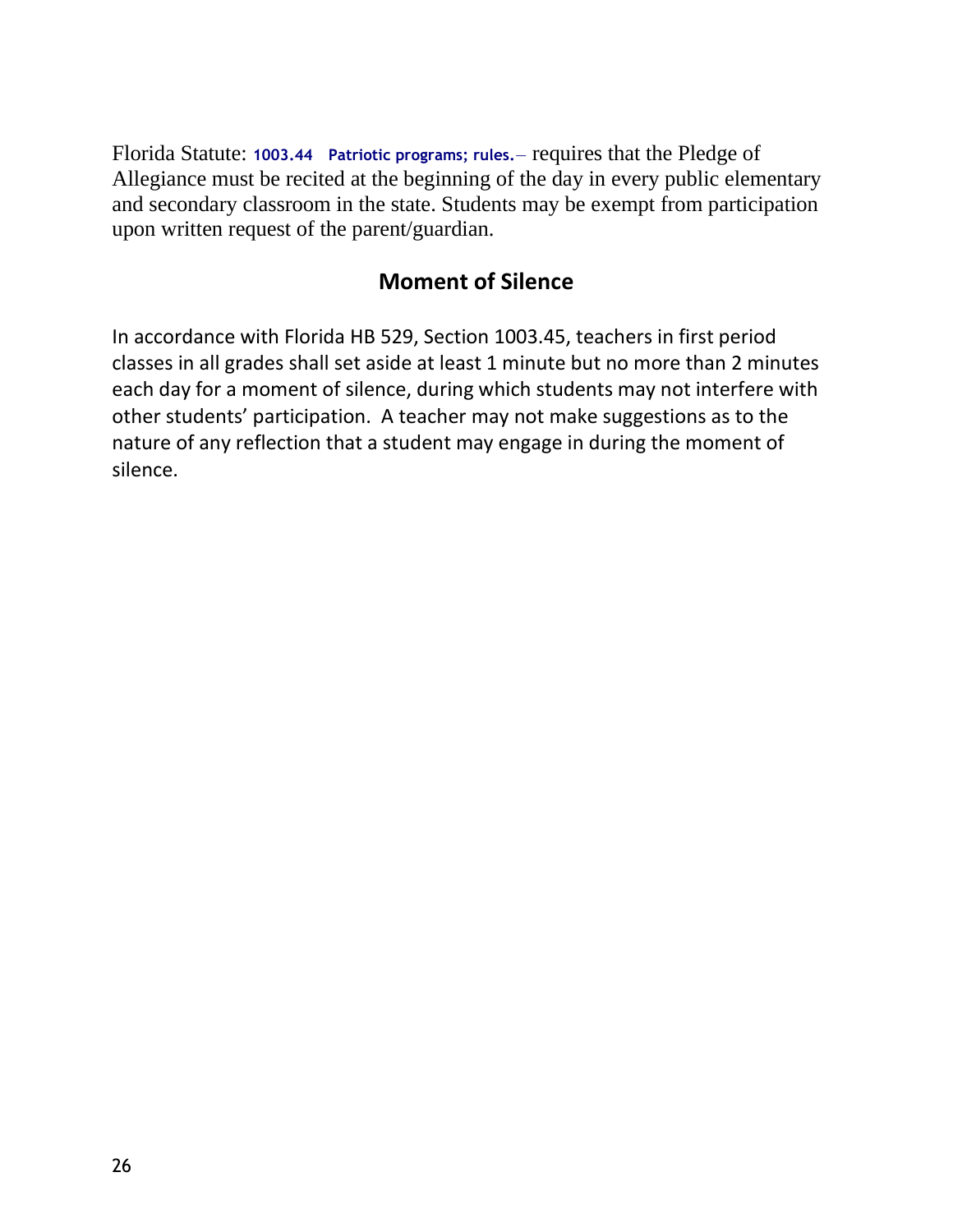Florida Statute: **1003.44 Patriotic programs; rules.**– requires that the Pledge of Allegiance must be recited at the beginning of the day in every public elementary and secondary classroom in the state. Students may be exempt from participation upon written request of the parent/guardian.

## Moment of Silence

In accordance with Florida HB 529, Section 1003.45, teachers in first period classes in all grades shall set aside at least 1 minute but no more than 2 minutes each day for a moment of silence, during which students may not interfere with other students' participation. A teacher may not make suggestions as to the nature of any reflection that a student may engage in during the moment of silence.